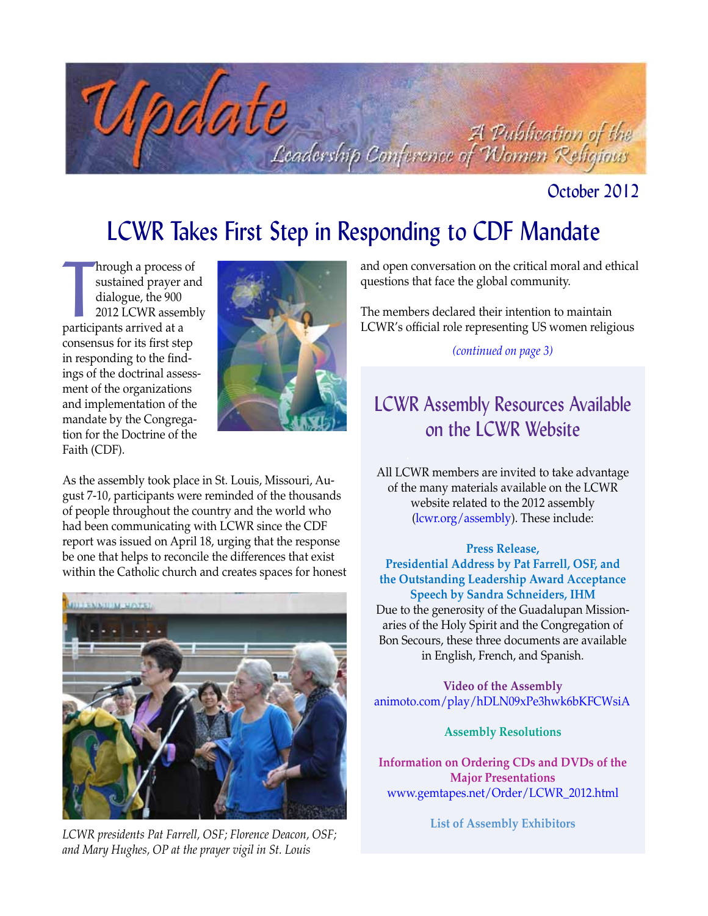# Update

A Publication of the Leadership Conference of Women Religious

October 2012

## LCWR Takes First Step in Responding to CDF Mandate

Through a process of sustained prayer and dialogue, the 900 2012 LCWR assembly participants arrived at a consensus for its first step in responding to the findings of the doctrinal assessment of the organizations and implementation of the mandate by the Congregation for the Doctrine of the Faith (CDF).

As the assembly took place in St. Louis, Missouri, August 7-10, participants were reminded of the thousands of people throughout the country and the world who had been communicating with LCWR since the CDF report was issued on April 18, urging that the response be one that helps to reconcile the differences that exist within the Catholic church and creates spaces for honest and open conversation on the critical moral and ethical questions that face the global community.

The members declared their intention to maintain LCWR's official role representing US women religious

*(continued on page 3)*

*LCWR presidents Pat Farrell, OSF; Florence Deacon, OSF; and Mary Hughes, OP at the prayer vigil in St. Louis*

## LCWR Assembly Resources Available on the LCWR Website

All LCWR members are invited to take advantage of the many materials available on the LCWR website related to the 2012 assembly (lcwr.org/assembly). These include:

**Press Release, Presidential Address by Pat Farrell, OSF, and the Outstanding Leadership Award Acceptance Speech by Sandra Schneiders, IHM**
Due to the generosity of the Guadalupan Missionaries of the Holy Spirit and the Congregation of Bon Secours, these three documents are available in English, French, and Spanish.

**Video of the Assembly**
animoto.com/play/hDLN09xPe3hwk6bKFCWsiA

**Assembly Resolutions**

**Information on Ordering CDs and DVDs of the Major Presentations**
www.gemtapes.net/Order/LCWR_2012.html

**List of Assembly Exhibitors**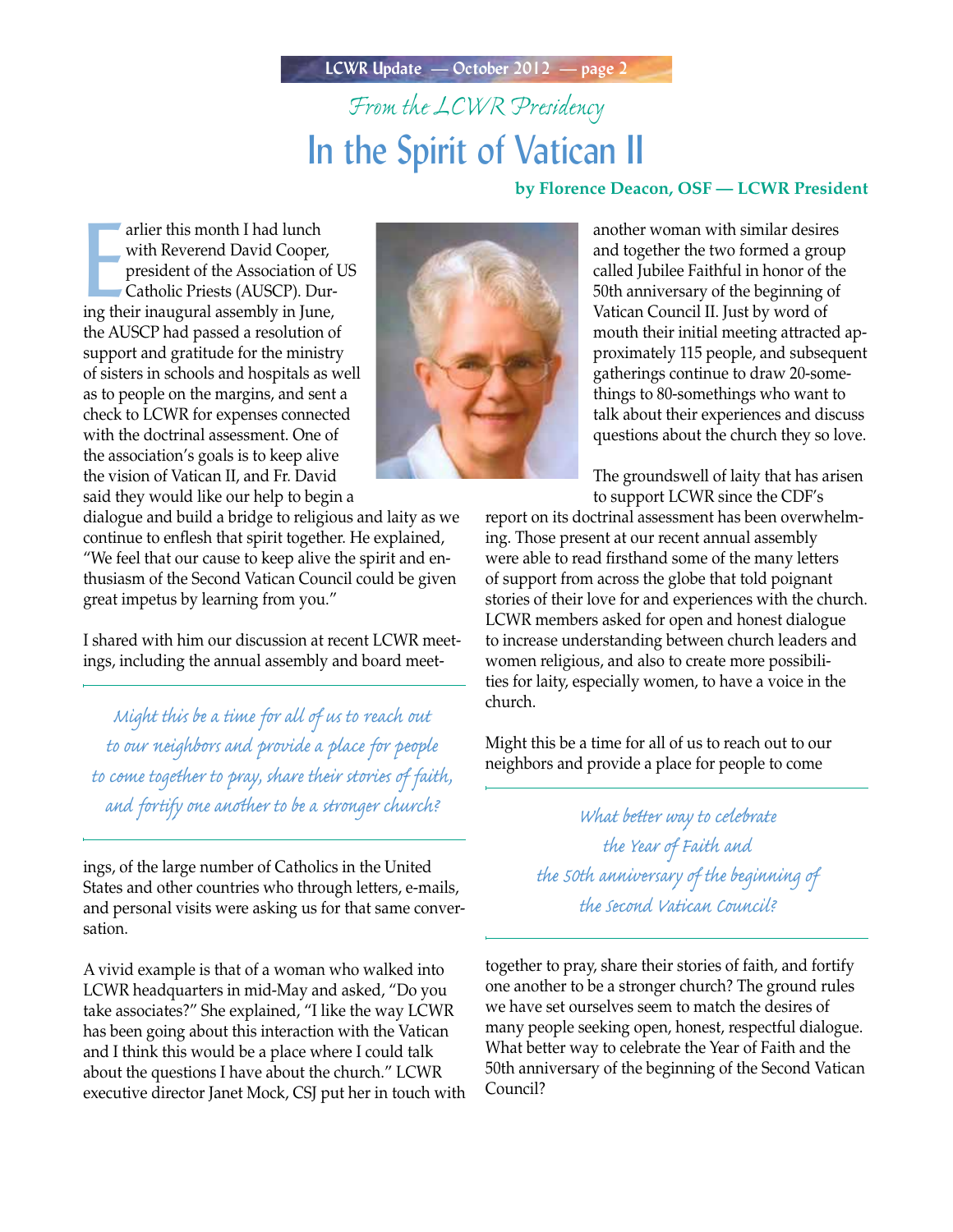*From the LCWR Presidency*

# In the Spirit of Vatican II

**by Florence Deacon, OSF — LCWR President**

Earlier this month I had lunch with Reverend David Cooper, president of the Association of US Catholic Priests (AUSCP). During their inaugural assembly in June, the AUSCP had passed a resolution of support and gratitude for the ministry of sisters in schools and hospitals as well as to people on the margins, and sent a check to LCWR for expenses connected with the doctrinal assessment. One of the association's goals is to keep alive the vision of Vatican II, and Fr. David said they would like our help to begin a dialogue and build a bridge to religious and laity as we continue to enflesh that spirit together. He explained, "We feel that our cause to keep alive the spirit and enthusiasm of the Second Vatican Council could be given great impetus by learning from you."

I shared with him our discussion at recent LCWR meetings, including the annual assembly and board meetings, of the large number of Catholics in the United States and other countries who through letters, e-mails, and personal visits were asking us for that same conversation.

> *Might this be a time for all of us to reach out to our neighbors and provide a place for people to come together to pray, share their stories of faith, and fortify one another to be a stronger church?*

A vivid example is that of a woman who walked into LCWR headquarters in mid-May and asked, "Do you take associates?" She explained, "I like the way LCWR has been going about this interaction with the Vatican and I think this would be a place where I could talk about the questions I have about the church." LCWR executive director Janet Mock, CSJ put her in touch with another woman with similar desires and together the two formed a group called Jubilee Faithful in honor of the 50th anniversary of the beginning of Vatican Council II. Just by word of mouth their initial meeting attracted approximately 115 people, and subsequent gatherings continue to draw 20-somethings to 80-somethings who want to talk about their experiences and discuss questions about the church they so love.

The groundswell of laity that has arisen to support LCWR since the CDF's report on its doctrinal assessment has been overwhelming. Those present at our recent annual assembly were able to read firsthand some of the many letters of support from across the globe that told poignant stories of their love for and experiences with the church. LCWR members asked for open and honest dialogue to increase understanding between church leaders and women religious, and also to create more possibilities for laity, especially women, to have a voice in the church.

Might this be a time for all of us to reach out to our neighbors and provide a place for people to come together to pray, share their stories of faith, and fortify one another to be a stronger church? The ground rules we have set ourselves seem to match the desires of many people seeking open, honest, respectful dialogue. What better way to celebrate the Year of Faith and the 50th anniversary of the beginning of the Second Vatican Council?

> *What better way to celebrate the Year of Faith and the 50th anniversary of the beginning of the Second Vatican Council?*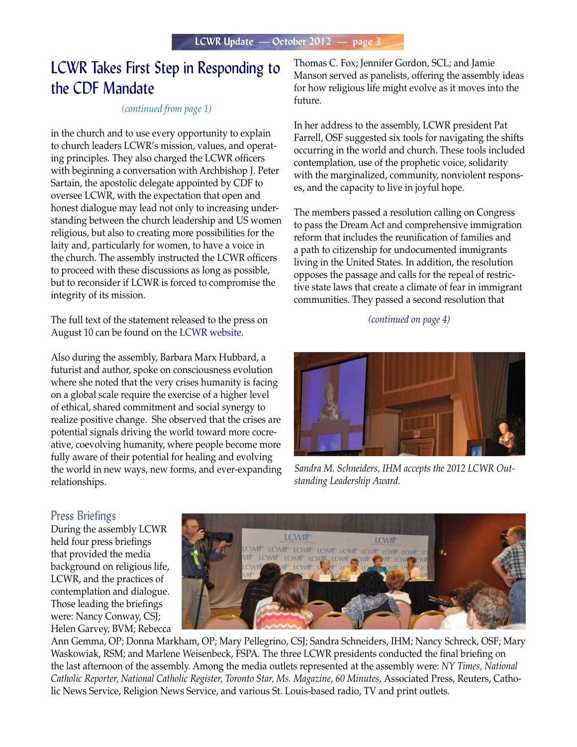# LCWR Takes First Step in Responding to the CDF Mandate

*(continued from page 1)*

in the church and to use every opportunity to explain to church leaders LCWR's mission, values, and operating principles. They also charged the LCWR officers with beginning a conversation with Archbishop J. Peter Sartain, the apostolic delegate appointed by CDF to oversee LCWR, with the expectation that open and honest dialogue may lead not only to increasing understanding between the church leadership and US women religious, but also to creating more possibilities for the laity and, particularly for women, to have a voice in the church. The assembly instructed the LCWR officers to proceed with these discussions as long as possible, but to reconsider if LCWR is forced to compromise the integrity of its mission.

The full text of the statement released to the press on August 10 can be found on the LCWR website.

Also during the assembly, Barbara Marx Hubbard, a futurist and author, spoke on consciousness evolution where she noted that the very crises humanity is facing on a global scale require the exercise of a higher level of ethical, shared commitment and social synergy to realize positive change. She observed that the crises are potential signals driving the world toward more cocreative, coevolving humanity, where people become more fully aware of their potential for healing and evolving the world in new ways, new forms, and ever-expanding relationships.

Thomas C. Fox; Jennifer Gordon, SCL; and Jamie Manson served as panelists, offering the assembly ideas for how religious life might evolve as it moves into the future.

In her address to the assembly, LCWR president Pat Farrell, OSF suggested six tools for navigating the shifts occurring in the world and church. These tools included contemplation, use of the prophetic voice, solidarity with the marginalized, community, nonviolent responses, and the capacity to live in joyful hope.

The members passed a resolution calling on Congress to pass the Dream Act and comprehensive immigration reform that includes the reunification of families and a path to citizenship for undocumented immigrants living in the United States. In addition, the resolution opposes the passage and calls for the repeal of restrictive state laws that create a climate of fear in immigrant communities. They passed a second resolution that

*(continued on page 4)*

*Sandra M. Schneiders, IHM accepts the 2012 LCWR Outstanding Leadership Award.*

## Press Briefings

During the assembly LCWR held four press briefings that provided the media background on religious life, LCWR, and the practices of contemplation and dialogue. Those leading the briefings were: Nancy Conway, CSJ; Helen Garvey, BVM; Rebecca Ann Gemma, OP; Donna Markham, OP; Mary Pellegrino, CSJ; Sandra Schneiders, IHM; Nancy Schreck, OSF; Mary Waskowiak, RSM; and Marlene Weisenbeck, FSPA. The three LCWR presidents conducted the final briefing on the last afternoon of the assembly. Among the media outlets represented at the assembly were: *NY Times, National Catholic Reporter, National Catholic Register, Toronto Star, Ms. Magazine, 60 Minutes,* Associated Press, Reuters, Catholic News Service, Religion News Service, and various St. Louis-based radio, TV and print outlets.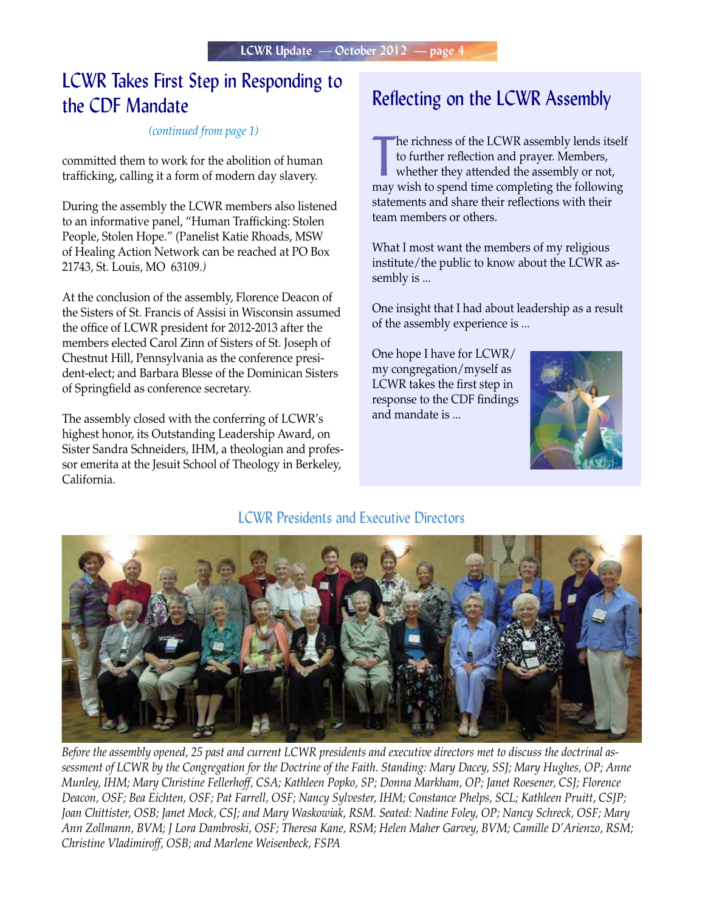## LCWR Takes First Step in Responding to the CDF Mandate

*(continued from page 1)*

committed them to work for the abolition of human trafficking, calling it a form of modern day slavery.

During the assembly the LCWR members also listened to an informative panel, "Human Trafficking: Stolen People, Stolen Hope." (Panelist Katie Rhoads, MSW of Healing Action Network can be reached at PO Box 21743, St. Louis, MO 63109.)

At the conclusion of the assembly, Florence Deacon of the Sisters of St. Francis of Assisi in Wisconsin assumed the office of LCWR president for 2012-2013 after the members elected Carol Zinn of Sisters of St. Joseph of Chestnut Hill, Pennsylvania as the conference president-elect; and Barbara Blesse of the Dominican Sisters of Springfield as conference secretary.

The assembly closed with the conferring of LCWR's highest honor, its Outstanding Leadership Award, on Sister Sandra Schneiders, IHM, a theologian and professor emerita at the Jesuit School of Theology in Berkeley, California.

## Reflecting on the LCWR Assembly

The richness of the LCWR assembly lends itself to further reflection and prayer. Members, whether they attended the assembly or not, may wish to spend time completing the following statements and share their reflections with their team members or others.

What I most want the members of my religious institute/the public to know about the LCWR assembly is ...

One insight that I had about leadership as a result of the assembly experience is ...

One hope I have for LCWR/my congregation/myself as LCWR takes the first step in response to the CDF findings and mandate is ...

### LCWR Presidents and Executive Directors

*Before the assembly opened, 25 past and current LCWR presidents and executive directors met to discuss the doctrinal assessment of LCWR by the Congregation for the Doctrine of the Faith. Standing: Mary Dacey, SSJ; Mary Hughes, OP; Anne Munley, IHM; Mary Christine Fellerhoff, CSA; Kathleen Popko, SP; Donna Markham, OP; Janet Roesener, CSJ; Florence Deacon, OSF; Bea Eichten, OSF; Pat Farrell, OSF; Nancy Sylvester, IHM; Constance Phelps, SCL; Kathleen Pruitt, CSJP; Joan Chittister, OSB; Janet Mock, CSJ; and Mary Waskowiak, RSM. Seated: Nadine Foley, OP; Nancy Schreck, OSF; Mary Ann Zollmann, BVM; J Lora Dambroski, OSF; Theresa Kane, RSM; Helen Maher Garvey, BVM; Camille D'Arienzo, RSM; Christine Vladimiroff, OSB; and Marlene Weisenbeck, FSPA*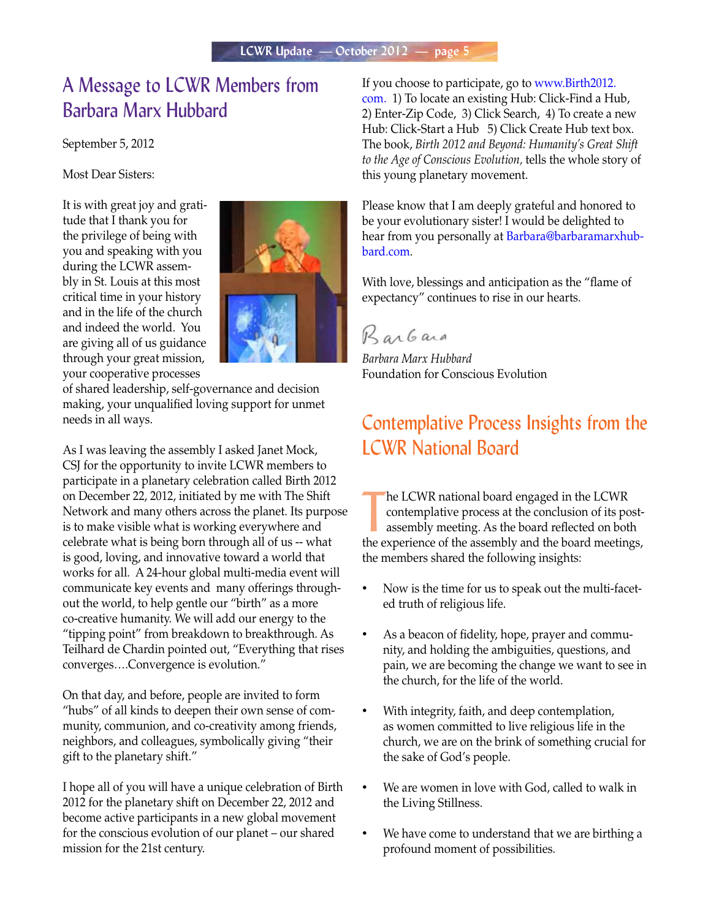# A Message to LCWR Members from Barbara Marx Hubbard

September 5, 2012

Most Dear Sisters:

It is with great joy and gratitude that I thank you for the privilege of being with you and speaking with you during the LCWR assembly in St. Louis at this most critical time in your history and in the life of the church and indeed the world. You are giving all of us guidance through your great mission, your cooperative processes of shared leadership, self-governance and decision making, your unqualified loving support for unmet needs in all ways.

As I was leaving the assembly I asked Janet Mock, CSJ for the opportunity to invite LCWR members to participate in a planetary celebration called Birth 2012 on December 22, 2012, initiated by me with The Shift Network and many others across the planet. Its purpose is to make visible what is working everywhere and celebrate what is being born through all of us -- what is good, loving, and innovative toward a world that works for all. A 24-hour global multi-media event will communicate key events and many offerings throughout the world, to help gentle our "birth" as a more co-creative humanity. We will add our energy to the "tipping point" from breakdown to breakthrough. As Teilhard de Chardin pointed out, "Everything that rises converges….Convergence is evolution."

On that day, and before, people are invited to form "hubs" of all kinds to deepen their own sense of community, communion, and co-creativity among friends, neighbors, and colleagues, symbolically giving "their gift to the planetary shift."

I hope all of you will have a unique celebration of Birth 2012 for the planetary shift on December 22, 2012 and become active participants in a new global movement for the conscious evolution of our planet – our shared mission for the 21st century.

If you choose to participate, go to www.Birth2012.com. 1) To locate an existing Hub: Click-Find a Hub, 2) Enter-Zip Code, 3) Click Search, 4) To create a new Hub: Click-Start a Hub 5) Click Create Hub text box. The book, *Birth 2012 and Beyond: Humanity's Great Shift to the Age of Conscious Evolution,* tells the whole story of this young planetary movement.

Please know that I am deeply grateful and honored to be your evolutionary sister! I would be delighted to hear from you personally at Barbara@barbaramarxhubbard.com.

With love, blessings and anticipation as the "flame of expectancy" continues to rise in our hearts.

Barbara

*Barbara Marx Hubbard*
Foundation for Conscious Evolution

# Contemplative Process Insights from the LCWR National Board

The LCWR national board engaged in the LCWR contemplative process at the conclusion of its post-assembly meeting. As the board reflected on both the experience of the assembly and the board meetings, the members shared the following insights:

- Now is the time for us to speak out the multi-faceted truth of religious life.
- As a beacon of fidelity, hope, prayer and community, and holding the ambiguities, questions, and pain, we are becoming the change we want to see in the church, for the life of the world.
- With integrity, faith, and deep contemplation, as women committed to live religious life in the church, we are on the brink of something crucial for the sake of God's people.
- We are women in love with God, called to walk in the Living Stillness.
- We have come to understand that we are birthing a profound moment of possibilities.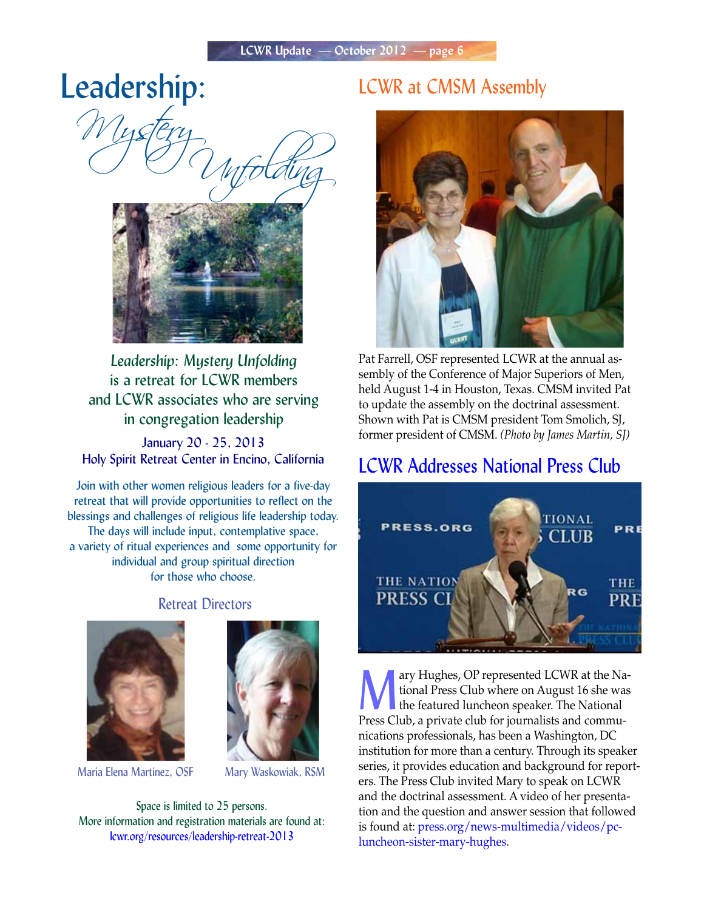# Leadership: *Mystery Unfolding*

*Leadership: Mystery Unfolding* is a retreat for LCWR members and LCWR associates who are serving in congregation leadership

January 20 - 25, 2013
Holy Spirit Retreat Center in Encino, California

Join with other women religious leaders for a five-day retreat that will provide opportunities to reflect on the blessings and challenges of religious life leadership today. The days will include input, contemplative space, a variety of ritual experiences and some opportunity for individual and group spiritual direction for those who choose.

### Retreat Directors

Maria Elena Martinez, OSF

Mary Waskowiak, RSM

Space is limited to 25 persons.
More information and registration materials are found at:
lcwr.org/resources/leadership-retreat-2013

## LCWR at CMSM Assembly

Pat Farrell, OSF represented LCWR at the annual assembly of the Conference of Major Superiors of Men, held August 1-4 in Houston, Texas. CMSM invited Pat to update the assembly on the doctrinal assessment. Shown with Pat is CMSM president Tom Smolich, SJ, former president of CMSM. *(Photo by James Martin, SJ)*

## LCWR Addresses National Press Club

Mary Hughes, OP represented LCWR at the National Press Club where on August 16 she was the featured luncheon speaker. The National Press Club, a private club for journalists and communications professionals, has been a Washington, DC institution for more than a century. Through its speaker series, it provides education and background for reporters. The Press Club invited Mary to speak on LCWR and the doctrinal assessment. A video of her presentation and the question and answer session that followed is found at: press.org/news-multimedia/videos/pc-luncheon-sister-mary-hughes.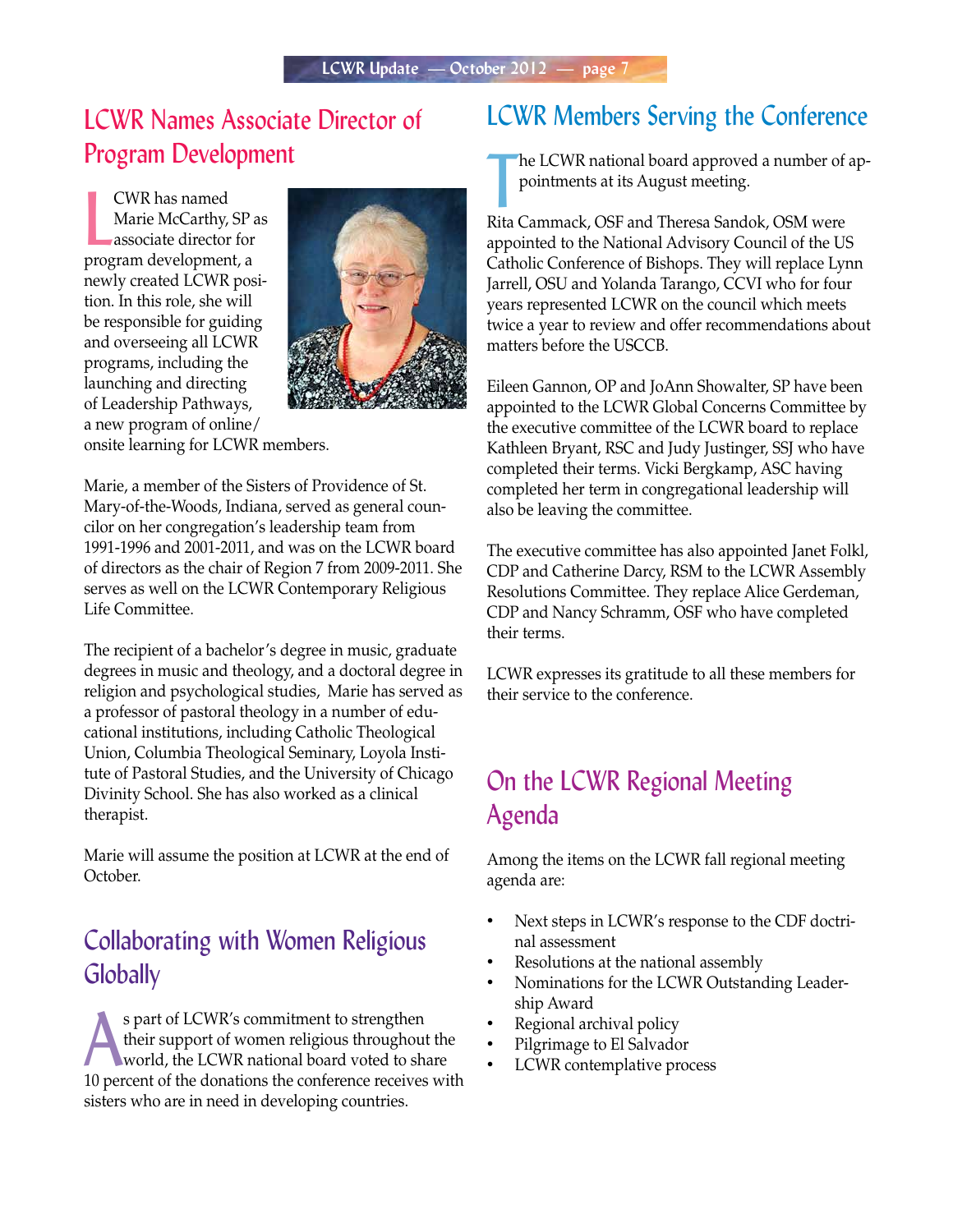## LCWR Names Associate Director of Program Development

LCWR has named Marie McCarthy, SP as associate director for program development, a newly created LCWR position. In this role, she will be responsible for guiding and overseeing all LCWR programs, including the launching and directing of Leadership Pathways, a new program of online/onsite learning for LCWR members.

Marie, a member of the Sisters of Providence of St. Mary-of-the-Woods, Indiana, served as general councilor on her congregation's leadership team from 1991-1996 and 2001-2011, and was on the LCWR board of directors as the chair of Region 7 from 2009-2011. She serves as well on the LCWR Contemporary Religious Life Committee.

The recipient of a bachelor's degree in music, graduate degrees in music and theology, and a doctoral degree in religion and psychological studies, Marie has served as a professor of pastoral theology in a number of educational institutions, including Catholic Theological Union, Columbia Theological Seminary, Loyola Institute of Pastoral Studies, and the University of Chicago Divinity School. She has also worked as a clinical therapist.

Marie will assume the position at LCWR at the end of October.

## Collaborating with Women Religious Globally

As part of LCWR's commitment to strengthen their support of women religious throughout the world, the LCWR national board voted to share 10 percent of the donations the conference receives with sisters who are in need in developing countries.

## LCWR Members Serving the Conference

The LCWR national board approved a number of appointments at its August meeting.

Rita Cammack, OSF and Theresa Sandok, OSM were appointed to the National Advisory Council of the US Catholic Conference of Bishops. They will replace Lynn Jarrell, OSU and Yolanda Tarango, CCVI who for four years represented LCWR on the council which meets twice a year to review and offer recommendations about matters before the USCCB.

Eileen Gannon, OP and JoAnn Showalter, SP have been appointed to the LCWR Global Concerns Committee by the executive committee of the LCWR board to replace Kathleen Bryant, RSC and Judy Justinger, SSJ who have completed their terms. Vicki Bergkamp, ASC having completed her term in congregational leadership will also be leaving the committee.

The executive committee has also appointed Janet Folkl, CDP and Catherine Darcy, RSM to the LCWR Assembly Resolutions Committee. They replace Alice Gerdeman, CDP and Nancy Schramm, OSF who have completed their terms.

LCWR expresses its gratitude to all these members for their service to the conference.

## On the LCWR Regional Meeting Agenda

Among the items on the LCWR fall regional meeting agenda are:

- Next steps in LCWR's response to the CDF doctrinal assessment
- Resolutions at the national assembly
- Nominations for the LCWR Outstanding Leadership Award
- Regional archival policy
- Pilgrimage to El Salvador
- LCWR contemplative process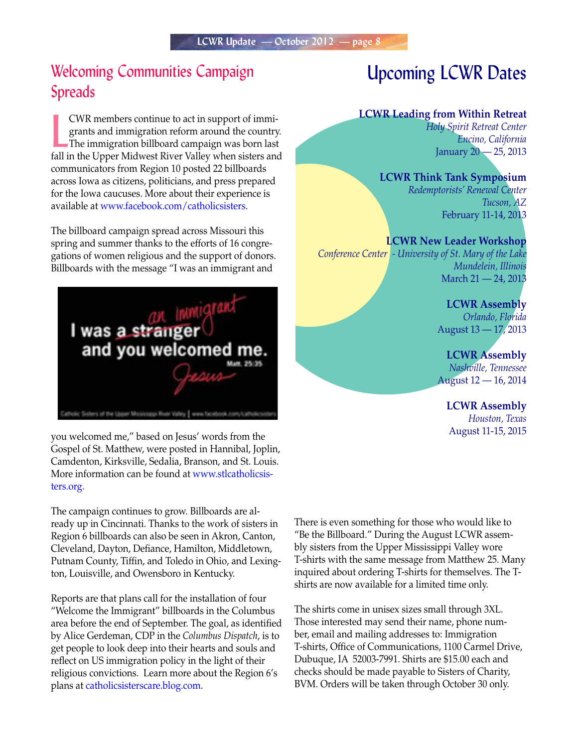## Welcoming Communities Campaign Spreads

LCWR members continue to act in support of immigrants and immigration reform around the country. The immigration billboard campaign was born last fall in the Upper Midwest River Valley when sisters and communicators from Region 10 posted 22 billboards across Iowa as citizens, politicians, and press prepared for the Iowa caucuses. More about their experience is available at www.facebook.com/catholicsisters.

The billboard campaign spread across Missouri this spring and summer thanks to the efforts of 16 congregations of women religious and the support of donors. Billboards with the message "I was an immigrant and you welcomed me," based on Jesus' words from the Gospel of St. Matthew, were posted in Hannibal, Joplin, Camdenton, Kirksville, Sedalia, Branson, and St. Louis. More information can be found at www.stlcatholicsisters.org.

The campaign continues to grow. Billboards are already up in Cincinnati. Thanks to the work of sisters in Region 6 billboards can also be seen in Akron, Canton, Cleveland, Dayton, Defiance, Hamilton, Middletown, Putnam County, Tiffin, and Toledo in Ohio, and Lexington, Louisville, and Owensboro in Kentucky.

Reports are that plans call for the installation of four "Welcome the Immigrant" billboards in the Columbus area before the end of September. The goal, as identified by Alice Gerdeman, CDP in the *Columbus Dispatch*, is to get people to look deep into their hearts and souls and reflect on US immigration policy in the light of their religious convictions. Learn more about the Region 6's plans at catholicsisterscare.blog.com.

There is even something for those who would like to "Be the Billboard." During the August LCWR assembly sisters from the Upper Mississippi Valley wore T-shirts with the same message from Matthew 25. Many inquired about ordering T-shirts for themselves. The T-shirts are now available for a limited time only.

The shirts come in unisex sizes small through 3XL. Those interested may send their name, phone number, email and mailing addresses to: Immigration T-shirts, Office of Communications, 1100 Carmel Drive, Dubuque, IA 52003-7991. Shirts are $15.00 each and checks should be made payable to Sisters of Charity, BVM. Orders will be taken through October 30 only.

## Upcoming LCWR Dates

**LCWR Leading from Within Retreat**
*Holy Spirit Retreat Center*
*Encino, California*
January 20 — 25, 2013

**LCWR Think Tank Symposium**
*Redemptorists' Renewal Center*
*Tucson, AZ*
February 11-14, 2013

**LCWR New Leader Workshop**
*Conference Center - University of St. Mary of the Lake*
*Mundelein, Illinois*
March 21 — 24, 2013

**LCWR Assembly**
*Orlando, Florida*
August 13 — 17, 2013

**LCWR Assembly**
*Nashville, Tennessee*
August 12 — 16, 2014

**LCWR Assembly**
*Houston, Texas*
August 11-15, 2015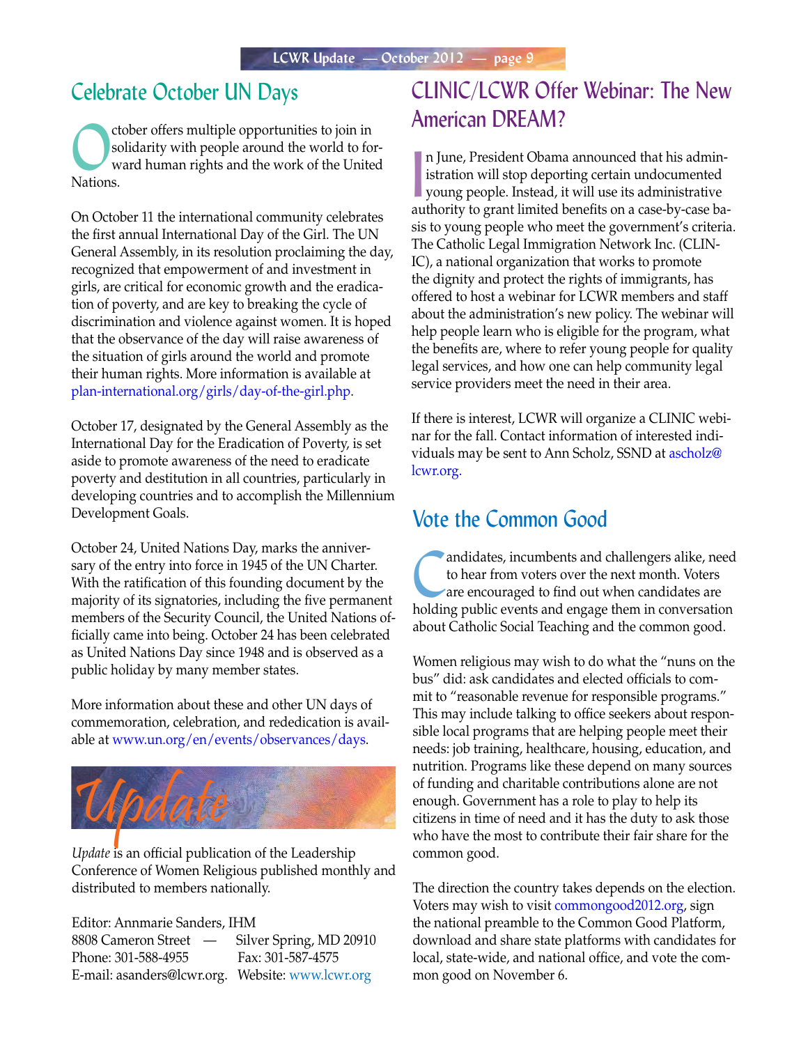## Celebrate October UN Days

October offers multiple opportunities to join in solidarity with people around the world to forward human rights and the work of the United Nations.

On October 11 the international community celebrates the first annual International Day of the Girl. The UN General Assembly, in its resolution proclaiming the day, recognized that empowerment of and investment in girls, are critical for economic growth and the eradication of poverty, and are key to breaking the cycle of discrimination and violence against women. It is hoped that the observance of the day will raise awareness of the situation of girls around the world and promote their human rights. More information is available at plan-international.org/girls/day-of-the-girl.php.

October 17, designated by the General Assembly as the International Day for the Eradication of Poverty, is set aside to promote awareness of the need to eradicate poverty and destitution in all countries, particularly in developing countries and to accomplish the Millennium Development Goals.

October 24, United Nations Day, marks the anniversary of the entry into force in 1945 of the UN Charter. With the ratification of this founding document by the majority of its signatories, including the five permanent members of the Security Council, the United Nations officially came into being. October 24 has been celebrated as United Nations Day since 1948 and is observed as a public holiday by many member states.

More information about these and other UN days of commemoration, celebration, and rededication is available at www.un.org/en/events/observances/days.

*Update*

*Update* is an official publication of the Leadership Conference of Women Religious published monthly and distributed to members nationally.

Editor: Annmarie Sanders, IHM
8808 Cameron Street — Silver Spring, MD 20910
Phone: 301-588-4955 Fax: 301-587-4575
E-mail: asanders@lcwr.org. Website: www.lcwr.org

## CLINIC/LCWR Offer Webinar: The New American DREAM?

In June, President Obama announced that his administration will stop deporting certain undocumented young people. Instead, it will use its administrative authority to grant limited benefits on a case-by-case basis to young people who meet the government's criteria. The Catholic Legal Immigration Network Inc. (CLINIC), a national organization that works to promote the dignity and protect the rights of immigrants, has offered to host a webinar for LCWR members and staff about the administration's new policy. The webinar will help people learn who is eligible for the program, what the benefits are, where to refer young people for quality legal services, and how one can help community legal service providers meet the need in their area.

If there is interest, LCWR will organize a CLINIC webinar for the fall. Contact information of interested individuals may be sent to Ann Scholz, SSND at ascholz@lcwr.org.

## Vote the Common Good

Candidates, incumbents and challengers alike, need to hear from voters over the next month. Voters are encouraged to find out when candidates are holding public events and engage them in conversation about Catholic Social Teaching and the common good.

Women religious may wish to do what the "nuns on the bus" did: ask candidates and elected officials to commit to "reasonable revenue for responsible programs." This may include talking to office seekers about responsible local programs that are helping people meet their needs: job training, healthcare, housing, education, and nutrition. Programs like these depend on many sources of funding and charitable contributions alone are not enough. Government has a role to play to help its citizens in time of need and it has the duty to ask those who have the most to contribute their fair share for the common good.

The direction the country takes depends on the election. Voters may wish to visit commongood2012.org, sign the national preamble to the Common Good Platform, download and share state platforms with candidates for local, state-wide, and national office, and vote the common good on November 6.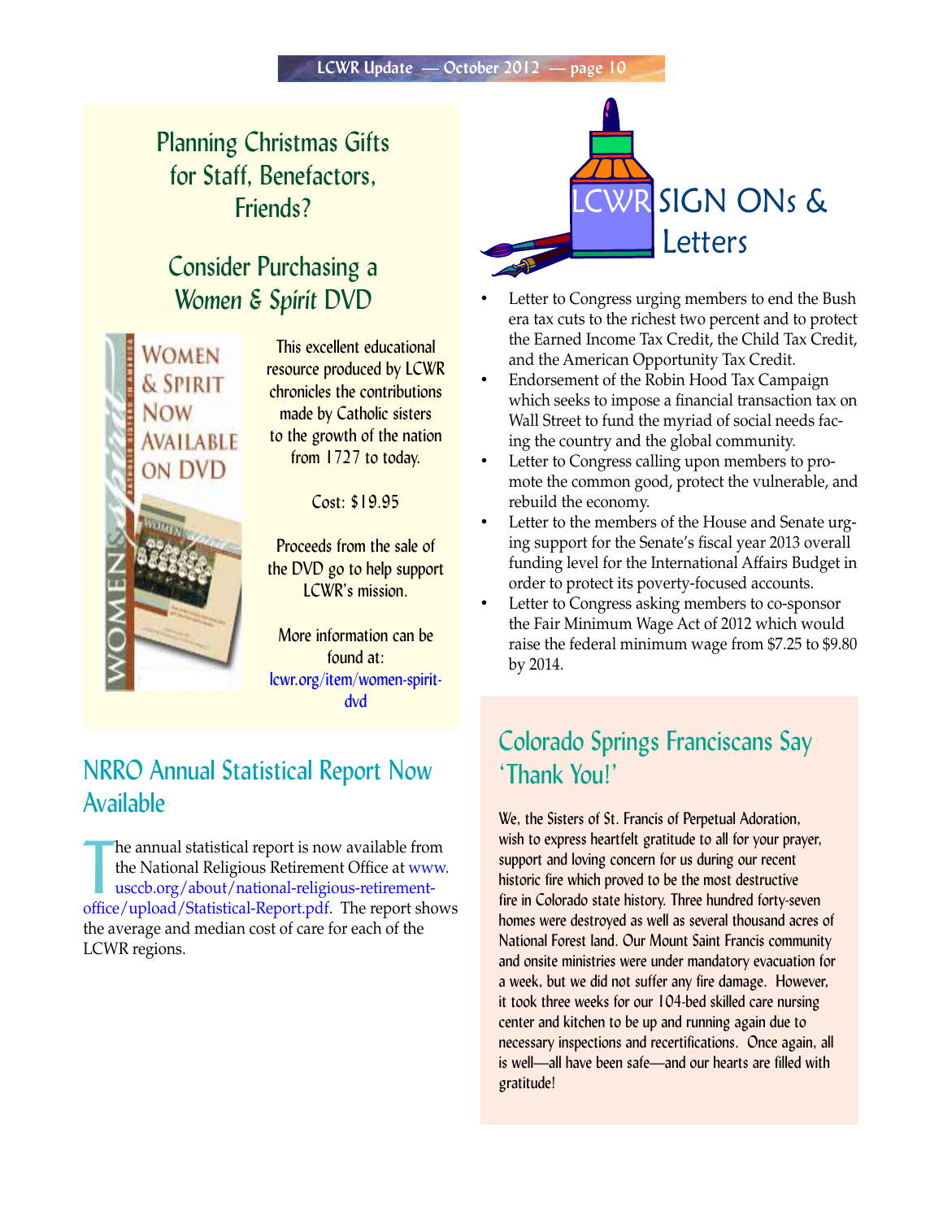## Planning Christmas Gifts for Staff, Benefactors, Friends?

## Consider Purchasing a *Women & Spirit* DVD

WOMEN & SPIRIT NOW AVAILABLE ON DVD

This excellent educational resource produced by LCWR chronicles the contributions made by Catholic sisters to the growth of the nation from 1727 to today.

Cost: $19.95

Proceeds from the sale of the DVD go to help support LCWR's mission.

More information can be found at: lcwr.org/item/women-spirit-dvd

## NRRO Annual Statistical Report Now Available

The annual statistical report is now available from the National Religious Retirement Office at www.usccb.org/about/national-religious-retirement-office/upload/Statistical-Report.pdf. The report shows the average and median cost of care for each of the LCWR regions.

## LCWR SIGN ONs & Letters

- Letter to Congress urging members to end the Bush era tax cuts to the richest two percent and to protect the Earned Income Tax Credit, the Child Tax Credit, and the American Opportunity Tax Credit.
- Endorsement of the Robin Hood Tax Campaign which seeks to impose a financial transaction tax on Wall Street to fund the myriad of social needs facing the country and the global community.
- Letter to Congress calling upon members to promote the common good, protect the vulnerable, and rebuild the economy.
- Letter to the members of the House and Senate urging support for the Senate's fiscal year 2013 overall funding level for the International Affairs Budget in order to protect its poverty-focused accounts.
- Letter to Congress asking members to co-sponsor the Fair Minimum Wage Act of 2012 which would raise the federal minimum wage from $7.25 to $9.80 by 2014.

## Colorado Springs Franciscans Say 'Thank You!'

We, the Sisters of St. Francis of Perpetual Adoration, wish to express heartfelt gratitude to all for your prayer, support and loving concern for us during our recent historic fire which proved to be the most destructive fire in Colorado state history. Three hundred forty-seven homes were destroyed as well as several thousand acres of National Forest land. Our Mount Saint Francis community and onsite ministries were under mandatory evacuation for a week, but we did not suffer any fire damage. However, it took three weeks for our 104-bed skilled care nursing center and kitchen to be up and running again due to necessary inspections and recertifications. Once again, all is well—all have been safe—and our hearts are filled with gratitude!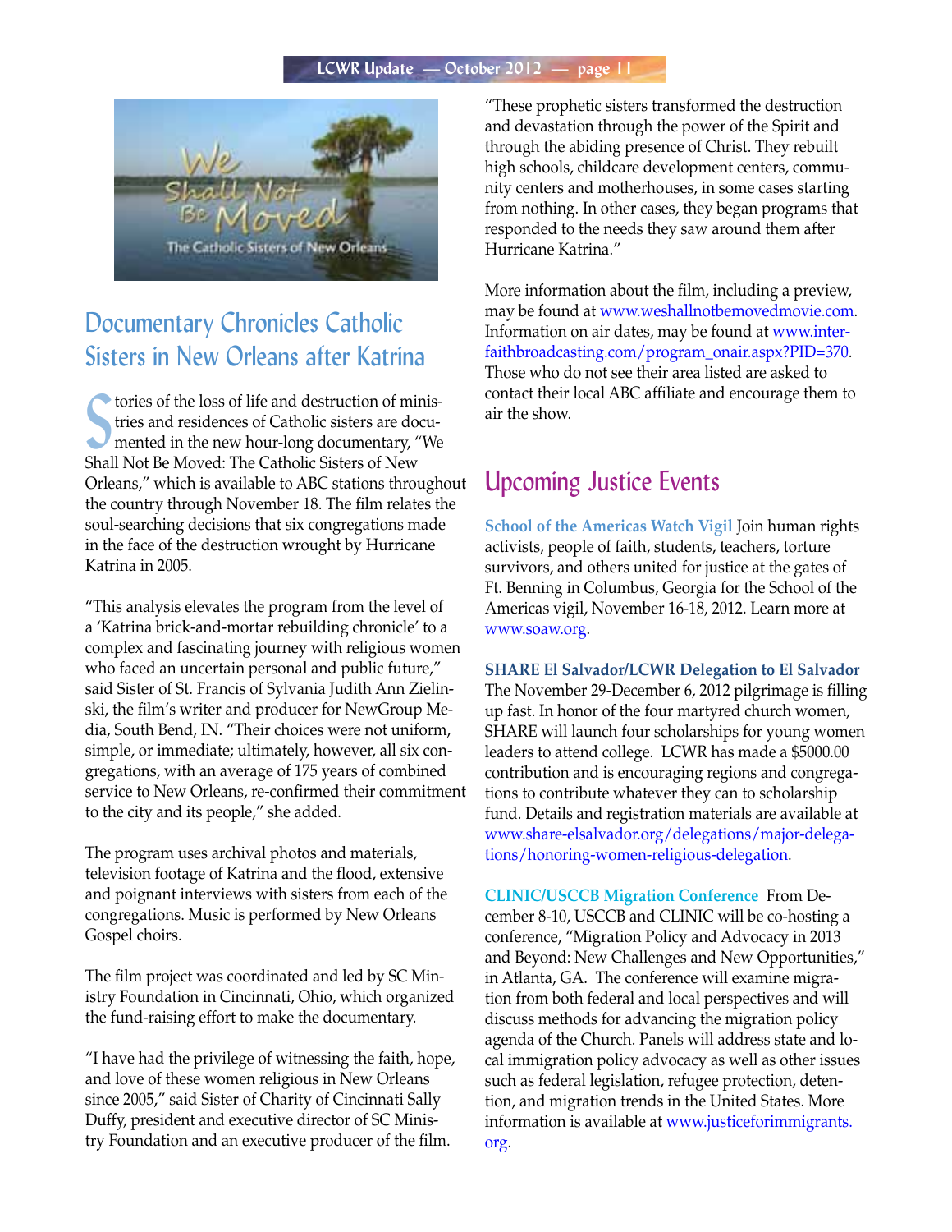## Documentary Chronicles Catholic Sisters in New Orleans after Katrina

Stories of the loss of life and destruction of ministries and residences of Catholic sisters are documented in the new hour-long documentary, "We Shall Not Be Moved: The Catholic Sisters of New Orleans," which is available to ABC stations throughout the country through November 18. The film relates the soul-searching decisions that six congregations made in the face of the destruction wrought by Hurricane Katrina in 2005.

"This analysis elevates the program from the level of a 'Katrina brick-and-mortar rebuilding chronicle' to a complex and fascinating journey with religious women who faced an uncertain personal and public future," said Sister of St. Francis of Sylvania Judith Ann Zielinski, the film's writer and producer for NewGroup Media, South Bend, IN. "Their choices were not uniform, simple, or immediate; ultimately, however, all six congregations, with an average of 175 years of combined service to New Orleans, re-confirmed their commitment to the city and its people," she added.

The program uses archival photos and materials, television footage of Katrina and the flood, extensive and poignant interviews with sisters from each of the congregations. Music is performed by New Orleans Gospel choirs.

The film project was coordinated and led by SC Ministry Foundation in Cincinnati, Ohio, which organized the fund-raising effort to make the documentary.

"I have had the privilege of witnessing the faith, hope, and love of these women religious in New Orleans since 2005," said Sister of Charity of Cincinnati Sally Duffy, president and executive director of SC Ministry Foundation and an executive producer of the film. "These prophetic sisters transformed the destruction and devastation through the power of the Spirit and through the abiding presence of Christ. They rebuilt high schools, childcare development centers, community centers and motherhouses, in some cases starting from nothing. In other cases, they began programs that responded to the needs they saw around them after Hurricane Katrina."

More information about the film, including a preview, may be found at www.weshallnotbemovedmovie.com. Information on air dates, may be found at www.interfaithbroadcasting.com/program_onair.aspx?PID=370. Those who do not see their area listed are asked to contact their local ABC affiliate and encourage them to air the show.

## Upcoming Justice Events

**School of the Americas Watch Vigil** Join human rights activists, people of faith, students, teachers, torture survivors, and others united for justice at the gates of Ft. Benning in Columbus, Georgia for the School of the Americas vigil, November 16-18, 2012. Learn more at www.soaw.org.

**SHARE El Salvador/LCWR Delegation to El Salvador** The November 29-December 6, 2012 pilgrimage is filling up fast. In honor of the four martyred church women, SHARE will launch four scholarships for young women leaders to attend college. LCWR has made a $5000.00 contribution and is encouraging regions and congregations to contribute whatever they can to scholarship fund. Details and registration materials are available at www.share-elsalvador.org/delegations/major-delegations/honoring-women-religious-delegation.

**CLINIC/USCCB Migration Conference** From December 8-10, USCCB and CLINIC will be co-hosting a conference, "Migration Policy and Advocacy in 2013 and Beyond: New Challenges and New Opportunities," in Atlanta, GA. The conference will examine migration from both federal and local perspectives and will discuss methods for advancing the migration policy agenda of the Church. Panels will address state and local immigration policy advocacy as well as other issues such as federal legislation, refugee protection, detention, and migration trends in the United States. More information is available at www.justiceforimmigrants.org.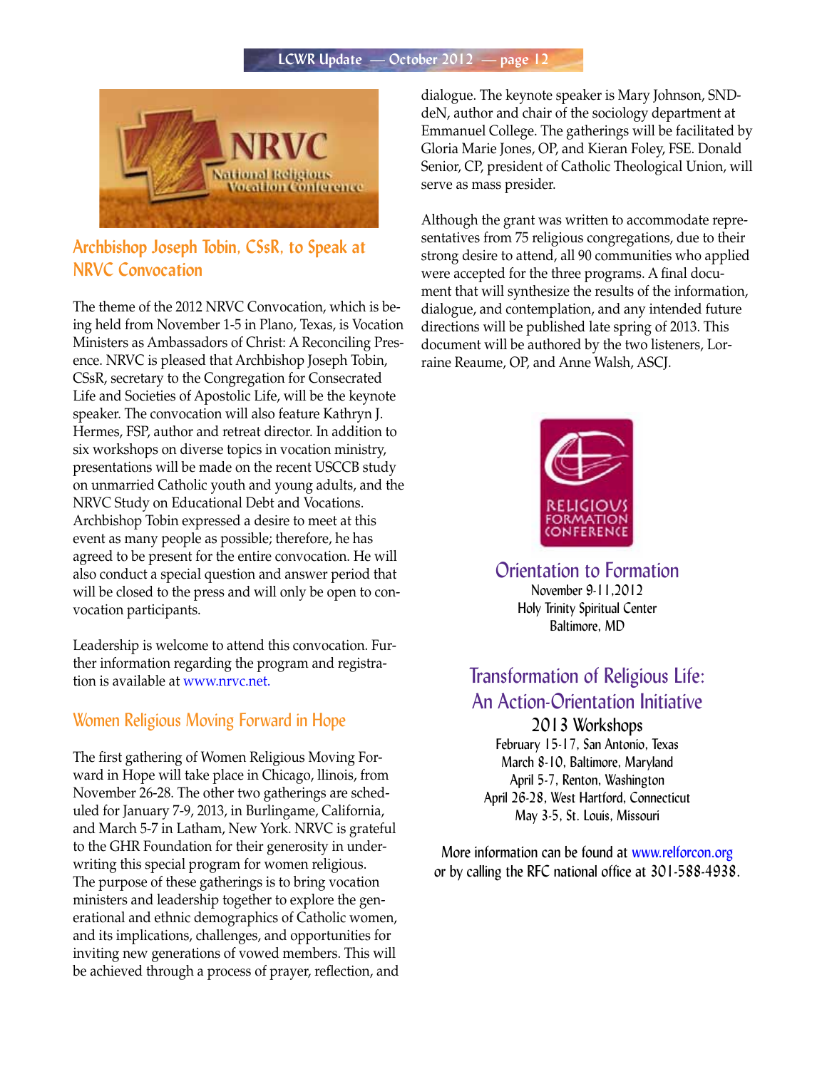NRVC
National Religious Vocation Conference

## Archbishop Joseph Tobin, CSsR, to Speak at NRVC Convocation

The theme of the 2012 NRVC Convocation, which is being held from November 1-5 in Plano, Texas, is Vocation Ministers as Ambassadors of Christ: A Reconciling Presence. NRVC is pleased that Archbishop Joseph Tobin, CSsR, secretary to the Congregation for Consecrated Life and Societies of Apostolic Life, will be the keynote speaker. The convocation will also feature Kathryn J. Hermes, FSP, author and retreat director. In addition to six workshops on diverse topics in vocation ministry, presentations will be made on the recent USCCB study on unmarried Catholic youth and young adults, and the NRVC Study on Educational Debt and Vocations. Archbishop Tobin expressed a desire to meet at this event as many people as possible; therefore, he has agreed to be present for the entire convocation. He will also conduct a special question and answer period that will be closed to the press and will only be open to convocation participants.

Leadership is welcome to attend this convocation. Further information regarding the program and registration is available at www.nrvc.net.

## Women Religious Moving Forward in Hope

The first gathering of Women Religious Moving Forward in Hope will take place in Chicago, llinois, from November 26-28. The other two gatherings are scheduled for January 7-9, 2013, in Burlingame, California, and March 5-7 in Latham, New York. NRVC is grateful to the GHR Foundation for their generosity in underwriting this special program for women religious. The purpose of these gatherings is to bring vocation ministers and leadership together to explore the generational and ethnic demographics of Catholic women, and its implications, challenges, and opportunities for inviting new generations of vowed members. This will be achieved through a process of prayer, reflection, and dialogue. The keynote speaker is Mary Johnson, SNDdeN, author and chair of the sociology department at Emmanuel College. The gatherings will be facilitated by Gloria Marie Jones, OP, and Kieran Foley, FSE. Donald Senior, CP, president of Catholic Theological Union, will serve as mass presider.

Although the grant was written to accommodate representatives from 75 religious congregations, due to their strong desire to attend, all 90 communities who applied were accepted for the three programs. A final document that will synthesize the results of the information, dialogue, and contemplation, and any intended future directions will be published late spring of 2013. This document will be authored by the two listeners, Loraine Reaume, OP, and Anne Walsh, ASCJ.

RELIGIOUS FORMATION CONFERENCE

## Orientation to Formation

November 9-11,2012
Holy Trinity Spiritual Center
Baltimore, MD

## Transformation of Religious Life: An Action-Orientation Initiative

2013 Workshops

February 15-17, San Antonio, Texas
March 8-10, Baltimore, Maryland
April 5-7, Renton, Washington
April 26-28, West Hartford, Connecticut
May 3-5, St. Louis, Missouri

More information can be found at www.relforcon.org or by calling the RFC national office at 301-588-4938.